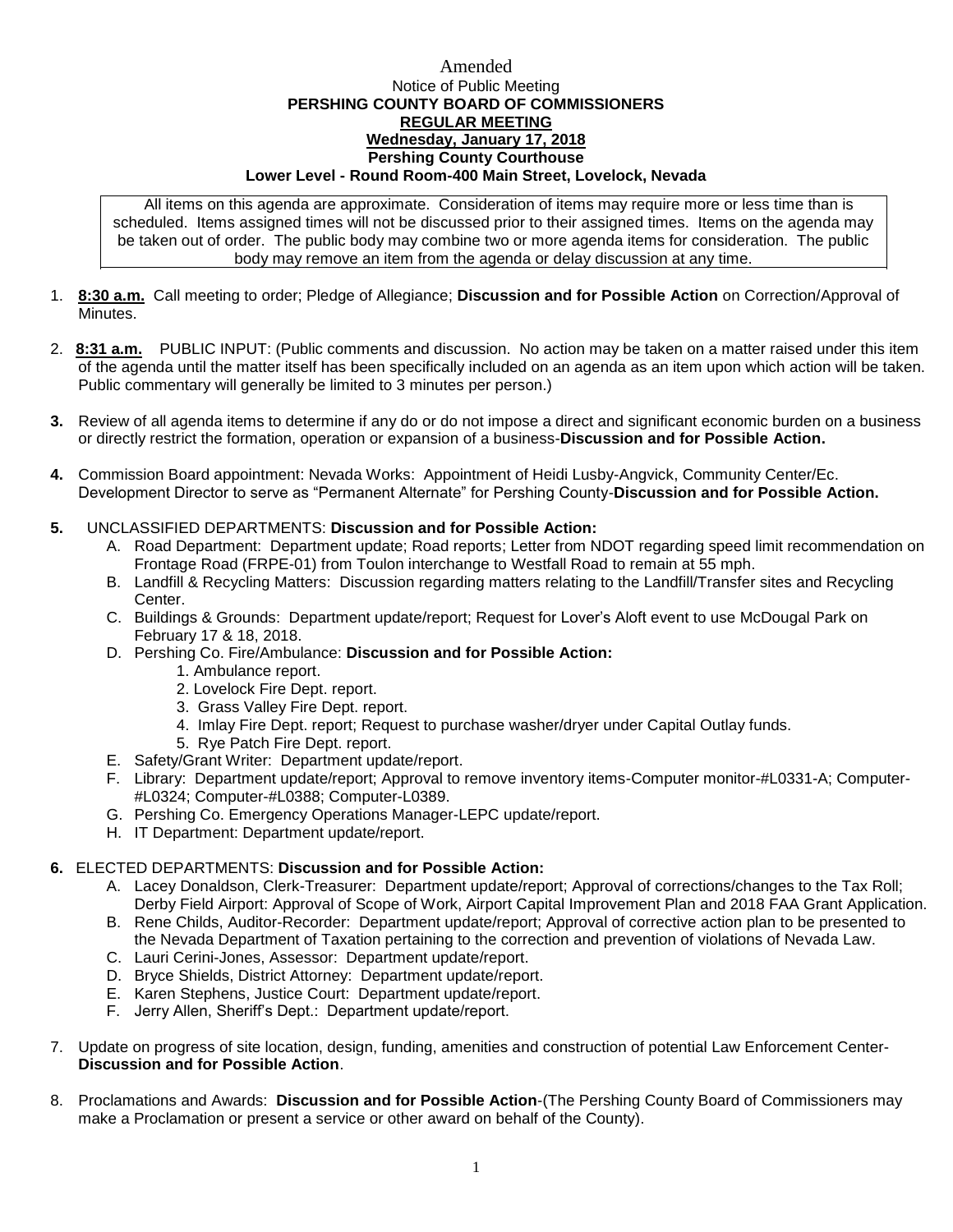Amended

Notice of Public Meeting

**PERSHING COUNTY BOARD OF COMMISSIONERS**

**REGULAR MEETING**

**Wednesday, January 17, 2018**

**Pershing County Courthouse**

**Lower Level - Round Room-400 Main Street, Lovelock, Nevada**

All items on this agenda are approximate. Consideration of items may require more or less time than is scheduled. Items assigned times will not be discussed prior to their assigned times. Items on the agenda may be taken out of order. The public body may combine two or more agenda items for consideration. The public body may remove an item from the agenda or delay discussion at any time.

1. **8:30 a.m.** Call meeting to order; Pledge of Allegiance; **Discussion and for Possible Action** on Correction/Approval of Minutes.

2. **8:31 a.m.** PUBLIC INPUT: (Public comments and discussion. No action may be taken on a matter raised under this item of the agenda until the matter itself has been specifically included on an agenda as an item upon which action will be taken. Public commentary will generally be limited to 3 minutes per person.)

3. Review of all agenda items to determine if any do or do not impose a direct and significant economic burden on a business or directly restrict the formation, operation or expansion of a business-**Discussion and for Possible Action.**

4. Commission Board appointment: Nevada Works: Appointment of Heidi Lusby-Angvick, Community Center/Ec. Development Director to serve as "Permanent Alternate" for Pershing County-**Discussion and for Possible Action.**

5. UNCLASSIFIED DEPARTMENTS: **Discussion and for Possible Action:**
   - A. Road Department: Department update; Road reports; Letter from NDOT regarding speed limit recommendation on Frontage Road (FRPE-01) from Toulon interchange to Westfall Road to remain at 55 mph.
   - B. Landfill & Recycling Matters: Discussion regarding matters relating to the Landfill/Transfer sites and Recycling Center.
   - C. Buildings & Grounds: Department update/report; Request for Lover's Aloft event to use McDougal Park on February 17 & 18, 2018.
   - D. Pershing Co. Fire/Ambulance: **Discussion and for Possible Action:**
     1. Ambulance report.
     2. Lovelock Fire Dept. report.
     3. Grass Valley Fire Dept. report.
     4. Imlay Fire Dept. report; Request to purchase washer/dryer under Capital Outlay funds.
     5. Rye Patch Fire Dept. report.
   - E. Safety/Grant Writer: Department update/report.
   - F. Library: Department update/report; Approval to remove inventory items-Computer monitor-#L0331-A; Computer-#L0324; Computer-#L0388; Computer-L0389.
   - G. Pershing Co. Emergency Operations Manager-LEPC update/report.
   - H. IT Department: Department update/report.

6. ELECTED DEPARTMENTS: **Discussion and for Possible Action:**
   - A. Lacey Donaldson, Clerk-Treasurer: Department update/report; Approval of corrections/changes to the Tax Roll; Derby Field Airport: Approval of Scope of Work, Airport Capital Improvement Plan and 2018 FAA Grant Application.
   - B. Rene Childs, Auditor-Recorder: Department update/report; Approval of corrective action plan to be presented to the Nevada Department of Taxation pertaining to the correction and prevention of violations of Nevada Law.
   - C. Lauri Cerini-Jones, Assessor: Department update/report.
   - D. Bryce Shields, District Attorney: Department update/report.
   - E. Karen Stephens, Justice Court: Department update/report.
   - F. Jerry Allen, Sheriff's Dept.: Department update/report.

7. Update on progress of site location, design, funding, amenities and construction of potential Law Enforcement Center-**Discussion and for Possible Action**.

8. Proclamations and Awards: **Discussion and for Possible Action**-(The Pershing County Board of Commissioners may make a Proclamation or present a service or other award on behalf of the County).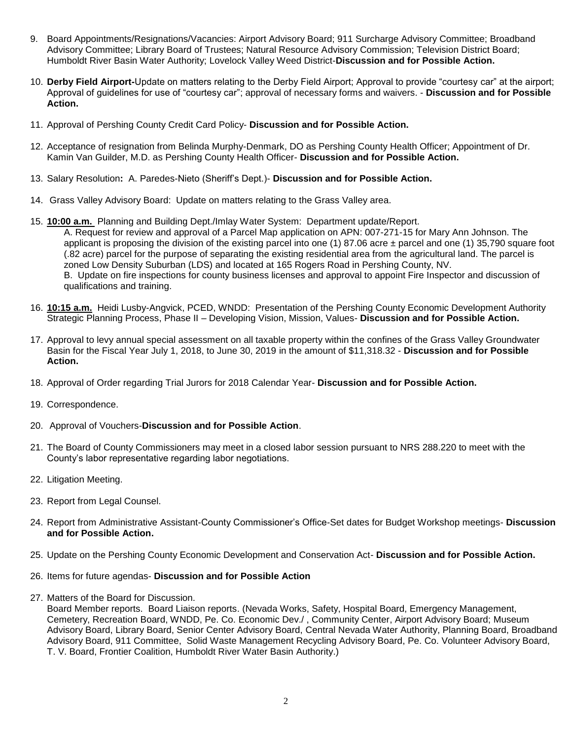9. Board Appointments/Resignations/Vacancies: Airport Advisory Board; 911 Surcharge Advisory Committee; Broadband Advisory Committee; Library Board of Trustees; Natural Resource Advisory Commission; Television District Board; Humboldt River Basin Water Authority; Lovelock Valley Weed District-**Discussion and for Possible Action.**

10. **Derby Field Airport-**Update on matters relating to the Derby Field Airport; Approval to provide "courtesy car" at the airport; Approval of guidelines for use of "courtesy car"; approval of necessary forms and waivers. - **Discussion and for Possible Action.**

11. Approval of Pershing County Credit Card Policy- **Discussion and for Possible Action.**

12. Acceptance of resignation from Belinda Murphy-Denmark, DO as Pershing County Health Officer; Appointment of Dr. Kamin Van Guilder, M.D. as Pershing County Health Officer- **Discussion and for Possible Action.**

13. Salary Resolution**:** A. Paredes-Nieto (Sheriff's Dept.)- **Discussion and for Possible Action.**

14. Grass Valley Advisory Board: Update on matters relating to the Grass Valley area.

15. **10:00 a.m.** Planning and Building Dept./Imlay Water System: Department update/Report.
    A. Request for review and approval of a Parcel Map application on APN: 007-271-15 for Mary Ann Johnson. The applicant is proposing the division of the existing parcel into one (1) 87.06 acre ± parcel and one (1) 35,790 square foot (.82 acre) parcel for the purpose of separating the existing residential area from the agricultural land. The parcel is zoned Low Density Suburban (LDS) and located at 165 Rogers Road in Pershing County, NV.
    B. Update on fire inspections for county business licenses and approval to appoint Fire Inspector and discussion of qualifications and training.

16. **10:15 a.m.** Heidi Lusby-Angvick, PCED, WNDD: Presentation of the Pershing County Economic Development Authority Strategic Planning Process, Phase II – Developing Vision, Mission, Values- **Discussion and for Possible Action.**

17. Approval to levy annual special assessment on all taxable property within the confines of the Grass Valley Groundwater Basin for the Fiscal Year July 1, 2018, to June 30, 2019 in the amount of $11,318.32 - **Discussion and for Possible Action.**

18. Approval of Order regarding Trial Jurors for 2018 Calendar Year- **Discussion and for Possible Action.**

19. Correspondence.

20. Approval of Vouchers-**Discussion and for Possible Action**.

21. The Board of County Commissioners may meet in a closed labor session pursuant to NRS 288.220 to meet with the County's labor representative regarding labor negotiations.

22. Litigation Meeting.

23. Report from Legal Counsel.

24. Report from Administrative Assistant-County Commissioner's Office-Set dates for Budget Workshop meetings- **Discussion and for Possible Action.**

25. Update on the Pershing County Economic Development and Conservation Act- **Discussion and for Possible Action.**

26. Items for future agendas- **Discussion and for Possible Action**

27. Matters of the Board for Discussion.
    Board Member reports. Board Liaison reports. (Nevada Works, Safety, Hospital Board, Emergency Management, Cemetery, Recreation Board, WNDD, Pe. Co. Economic Dev./ , Community Center, Airport Advisory Board; Museum Advisory Board, Library Board, Senior Center Advisory Board, Central Nevada Water Authority, Planning Board, Broadband Advisory Board, 911 Committee, Solid Waste Management Recycling Advisory Board, Pe. Co. Volunteer Advisory Board, T. V. Board, Frontier Coalition, Humboldt River Water Basin Authority.)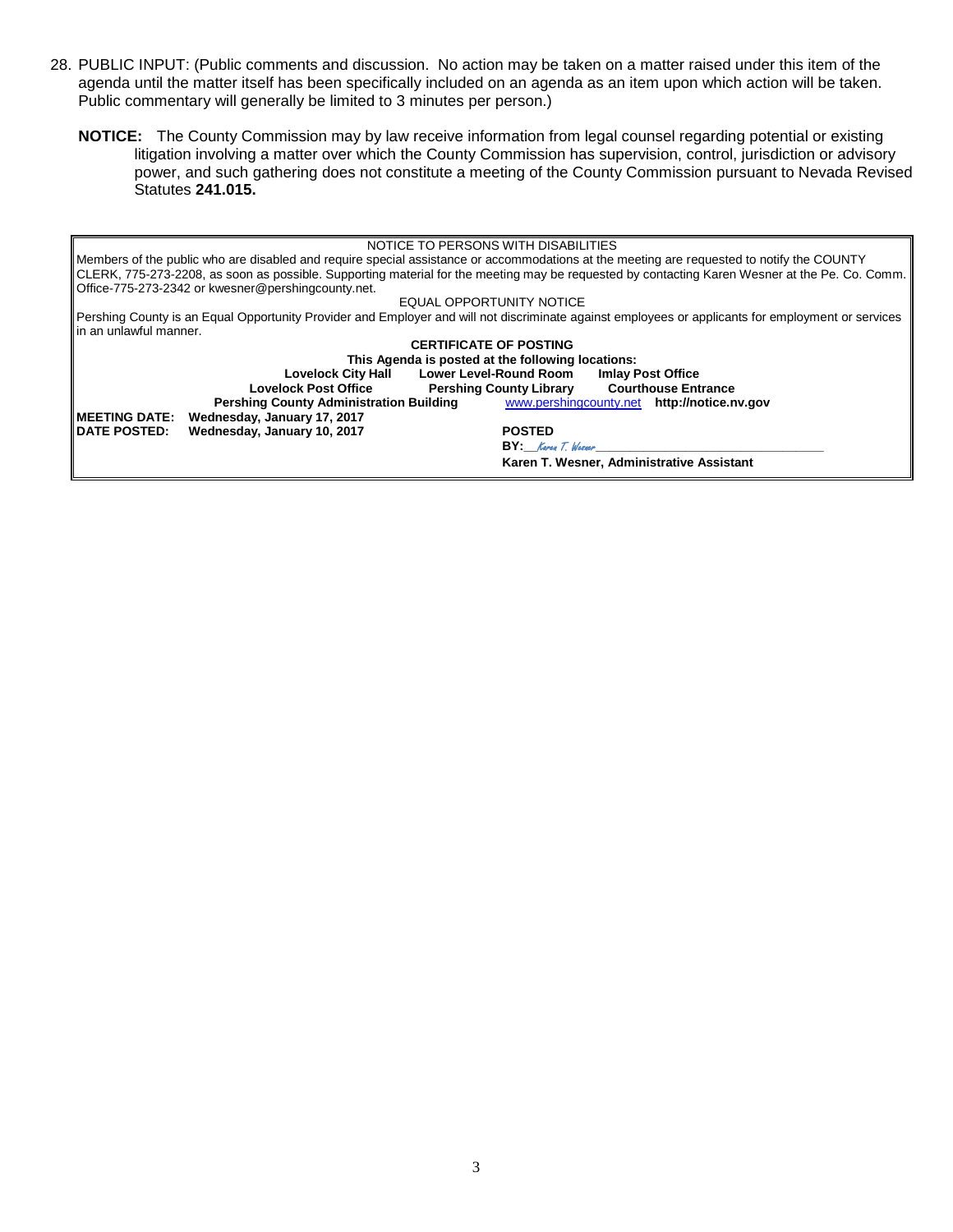28. PUBLIC INPUT: (Public comments and discussion. No action may be taken on a matter raised under this item of the agenda until the matter itself has been specifically included on an agenda as an item upon which action will be taken. Public commentary will generally be limited to 3 minutes per person.)

**NOTICE:** The County Commission may by law receive information from legal counsel regarding potential or existing litigation involving a matter over which the County Commission has supervision, control, jurisdiction or advisory power, and such gathering does not constitute a meeting of the County Commission pursuant to Nevada Revised Statutes **241.015.**

NOTICE TO PERSONS WITH DISABILITIES

Members of the public who are disabled and require special assistance or accommodations at the meeting are requested to notify the COUNTY CLERK, 775-273-2208, as soon as possible. Supporting material for the meeting may be requested by contacting Karen Wesner at the Pe. Co. Comm. Office-775-273-2342 or kwesner@pershingcounty.net.

EQUAL OPPORTUNITY NOTICE

Pershing County is an Equal Opportunity Provider and Employer and will not discriminate against employees or applicants for employment or services in an unlawful manner.

**CERTIFICATE OF POSTING**

**This Agenda is posted at the following locations:**

**Lovelock City Hall** **Lower Level-Round Room** **Imlay Post Office**
**Lovelock Post Office** **Pershing County Library** **Courthouse Entrance**
**Pershing County Administration Building** www.pershingcounty.net **http://notice.nv.gov**

**MEETING DATE:** **Wednesday, January 17, 2017**
**DATE POSTED:** **Wednesday, January 10, 2017**

**POSTED**
**BY:** Karen T. Wesner
**Karen T. Wesner, Administrative Assistant**